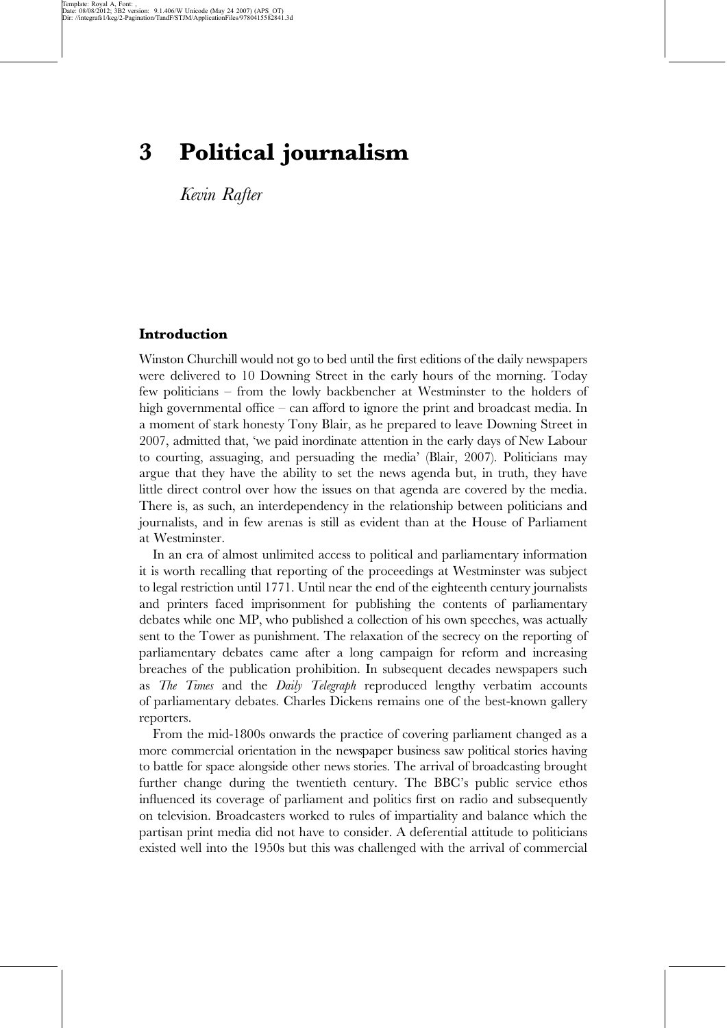# 3 Political journalism

*Kevin Rafter*

## Introduction

Winston Churchill would not go to bed until the first editions of the daily newspapers were delivered to 10 Downing Street in the early hours of the morning. Today few politicians – from the lowly backbencher at Westminster to the holders of high governmental office – can afford to ignore the print and broadcast media. In a moment of stark honesty Tony Blair, as he prepared to leave Downing Street in 2007, admitted that, 'we paid inordinate attention in the early days of New Labour to courting, assuaging, and persuading the media' (Blair, 2007). Politicians may argue that they have the ability to set the news agenda but, in truth, they have little direct control over how the issues on that agenda are covered by the media. There is, as such, an interdependency in the relationship between politicians and journalists, and in few arenas is still as evident than at the House of Parliament at Westminster.

In an era of almost unlimited access to political and parliamentary information it is worth recalling that reporting of the proceedings at Westminster was subject to legal restriction until 1771. Until near the end of the eighteenth century journalists and printers faced imprisonment for publishing the contents of parliamentary debates while one MP, who published a collection of his own speeches, was actually sent to the Tower as punishment. The relaxation of the secrecy on the reporting of parliamentary debates came after a long campaign for reform and increasing breaches of the publication prohibition. In subsequent decades newspapers such as *The Times* and the *Daily Telegraph* reproduced lengthy verbatim accounts of parliamentary debates. Charles Dickens remains one of the best-known gallery reporters.

From the mid-1800s onwards the practice of covering parliament changed as a more commercial orientation in the newspaper business saw political stories having to battle for space alongside other news stories. The arrival of broadcasting brought further change during the twentieth century. The BBC's public service ethos influenced its coverage of parliament and politics first on radio and subsequently on television. Broadcasters worked to rules of impartiality and balance which the partisan print media did not have to consider. A deferential attitude to politicians existed well into the 1950s but this was challenged with the arrival of commercial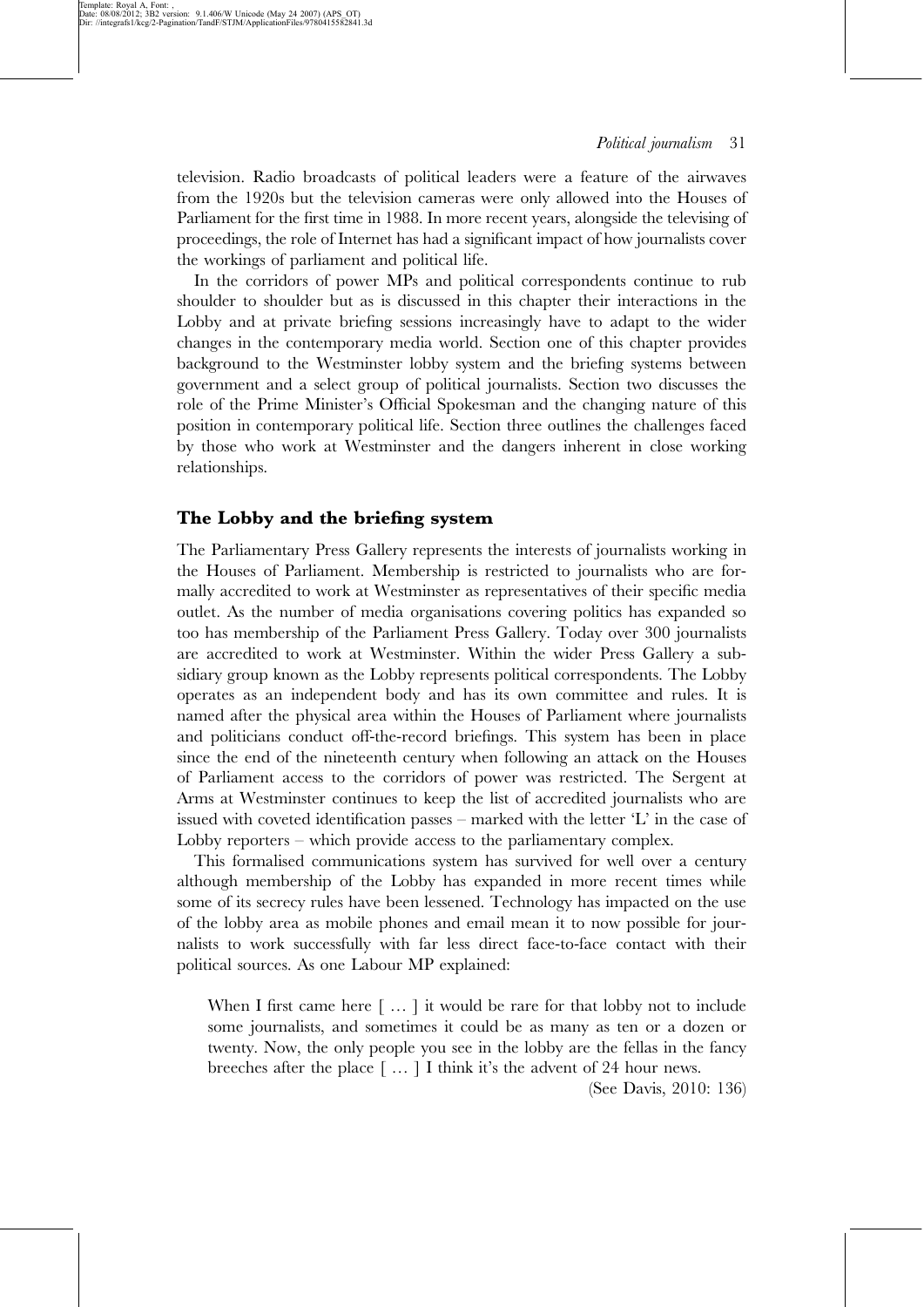television. Radio broadcasts of political leaders were a feature of the airwaves from the 1920s but the television cameras were only allowed into the Houses of Parliament for the first time in 1988. In more recent years, alongside the televising of proceedings, the role of Internet has had a significant impact of how journalists cover the workings of parliament and political life.

In the corridors of power MPs and political correspondents continue to rub shoulder to shoulder but as is discussed in this chapter their interactions in the Lobby and at private briefing sessions increasingly have to adapt to the wider changes in the contemporary media world. Section one of this chapter provides background to the Westminster lobby system and the briefing systems between government and a select group of political journalists. Section two discusses the role of the Prime Minister's Official Spokesman and the changing nature of this position in contemporary political life. Section three outlines the challenges faced by those who work at Westminster and the dangers inherent in close working relationships.

## The Lobby and the briefing system

The Parliamentary Press Gallery represents the interests of journalists working in the Houses of Parliament. Membership is restricted to journalists who are formally accredited to work at Westminster as representatives of their specific media outlet. As the number of media organisations covering politics has expanded so too has membership of the Parliament Press Gallery. Today over 300 journalists are accredited to work at Westminster. Within the wider Press Gallery a subsidiary group known as the Lobby represents political correspondents. The Lobby operates as an independent body and has its own committee and rules. It is named after the physical area within the Houses of Parliament where journalists and politicians conduct off-the-record briefings. This system has been in place since the end of the nineteenth century when following an attack on the Houses of Parliament access to the corridors of power was restricted. The Sergent at Arms at Westminster continues to keep the list of accredited journalists who are issued with coveted identification passes – marked with the letter 'L' in the case of Lobby reporters – which provide access to the parliamentary complex.

This formalised communications system has survived for well over a century although membership of the Lobby has expanded in more recent times while some of its secrecy rules have been lessened. Technology has impacted on the use of the lobby area as mobile phones and email mean it to now possible for journalists to work successfully with far less direct face-to-face contact with their political sources. As one Labour MP explained:

> When I first came here [ … ] it would be rare for that lobby not to include some journalists, and sometimes it could be as many as ten or a dozen or twenty. Now, the only people you see in the lobby are the fellas in the fancy breeches after the place [ … ] I think it's the advent of 24 hour news.
>
> (See Davis, 2010: 136)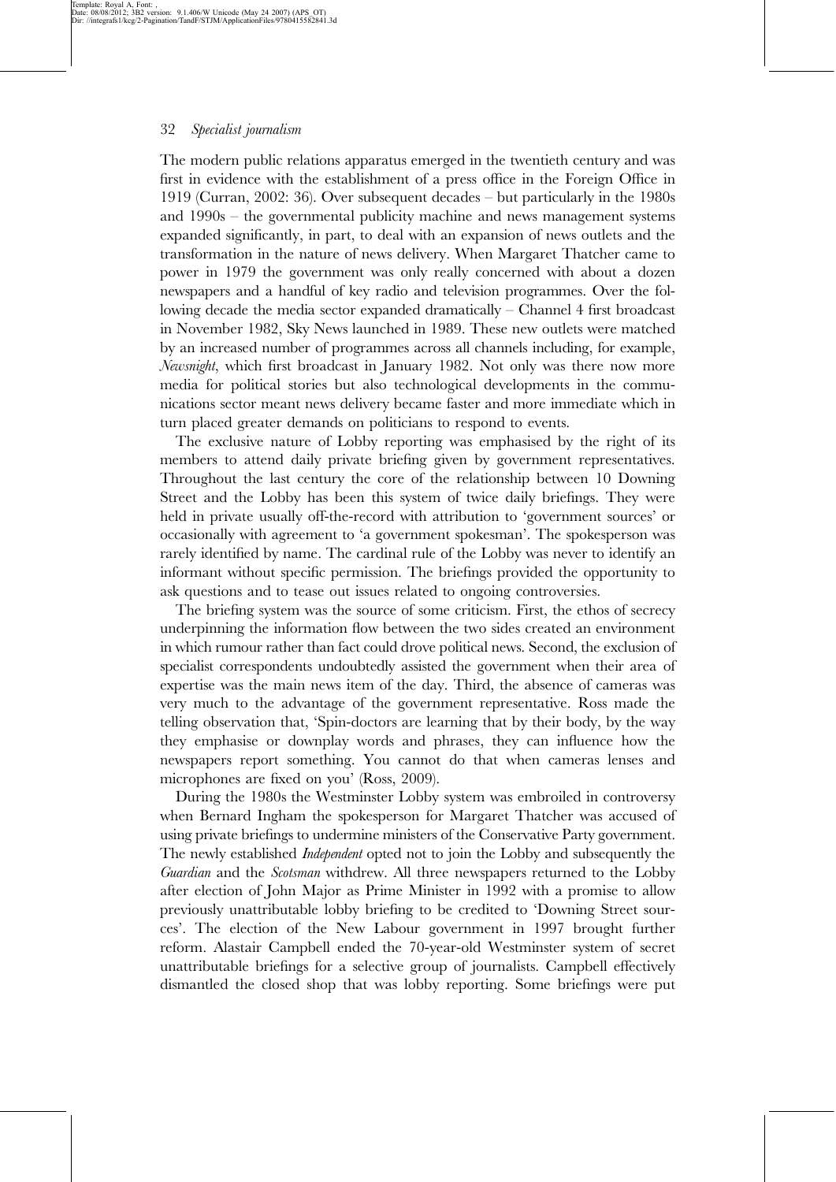The modern public relations apparatus emerged in the twentieth century and was first in evidence with the establishment of a press office in the Foreign Office in 1919 (Curran, 2002: 36). Over subsequent decades – but particularly in the 1980s and 1990s – the governmental publicity machine and news management systems expanded significantly, in part, to deal with an expansion of news outlets and the transformation in the nature of news delivery. When Margaret Thatcher came to power in 1979 the government was only really concerned with about a dozen newspapers and a handful of key radio and television programmes. Over the following decade the media sector expanded dramatically – Channel 4 first broadcast in November 1982, Sky News launched in 1989. These new outlets were matched by an increased number of programmes across all channels including, for example, *Newsnight*, which first broadcast in January 1982. Not only was there now more media for political stories but also technological developments in the communications sector meant news delivery became faster and more immediate which in turn placed greater demands on politicians to respond to events.

The exclusive nature of Lobby reporting was emphasised by the right of its members to attend daily private briefing given by government representatives. Throughout the last century the core of the relationship between 10 Downing Street and the Lobby has been this system of twice daily briefings. They were held in private usually off-the-record with attribution to 'government sources' or occasionally with agreement to 'a government spokesman'. The spokesperson was rarely identified by name. The cardinal rule of the Lobby was never to identify an informant without specific permission. The briefings provided the opportunity to ask questions and to tease out issues related to ongoing controversies.

The briefing system was the source of some criticism. First, the ethos of secrecy underpinning the information flow between the two sides created an environment in which rumour rather than fact could drove political news. Second, the exclusion of specialist correspondents undoubtedly assisted the government when their area of expertise was the main news item of the day. Third, the absence of cameras was very much to the advantage of the government representative. Ross made the telling observation that, 'Spin-doctors are learning that by their body, by the way they emphasise or downplay words and phrases, they can influence how the newspapers report something. You cannot do that when cameras lenses and microphones are fixed on you' (Ross, 2009).

During the 1980s the Westminster Lobby system was embroiled in controversy when Bernard Ingham the spokesperson for Margaret Thatcher was accused of using private briefings to undermine ministers of the Conservative Party government. The newly established *Independent* opted not to join the Lobby and subsequently the *Guardian* and the *Scotsman* withdrew. All three newspapers returned to the Lobby after election of John Major as Prime Minister in 1992 with a promise to allow previously unattributable lobby briefing to be credited to 'Downing Street sources'. The election of the New Labour government in 1997 brought further reform. Alastair Campbell ended the 70-year-old Westminster system of secret unattributable briefings for a selective group of journalists. Campbell effectively dismantled the closed shop that was lobby reporting. Some briefings were put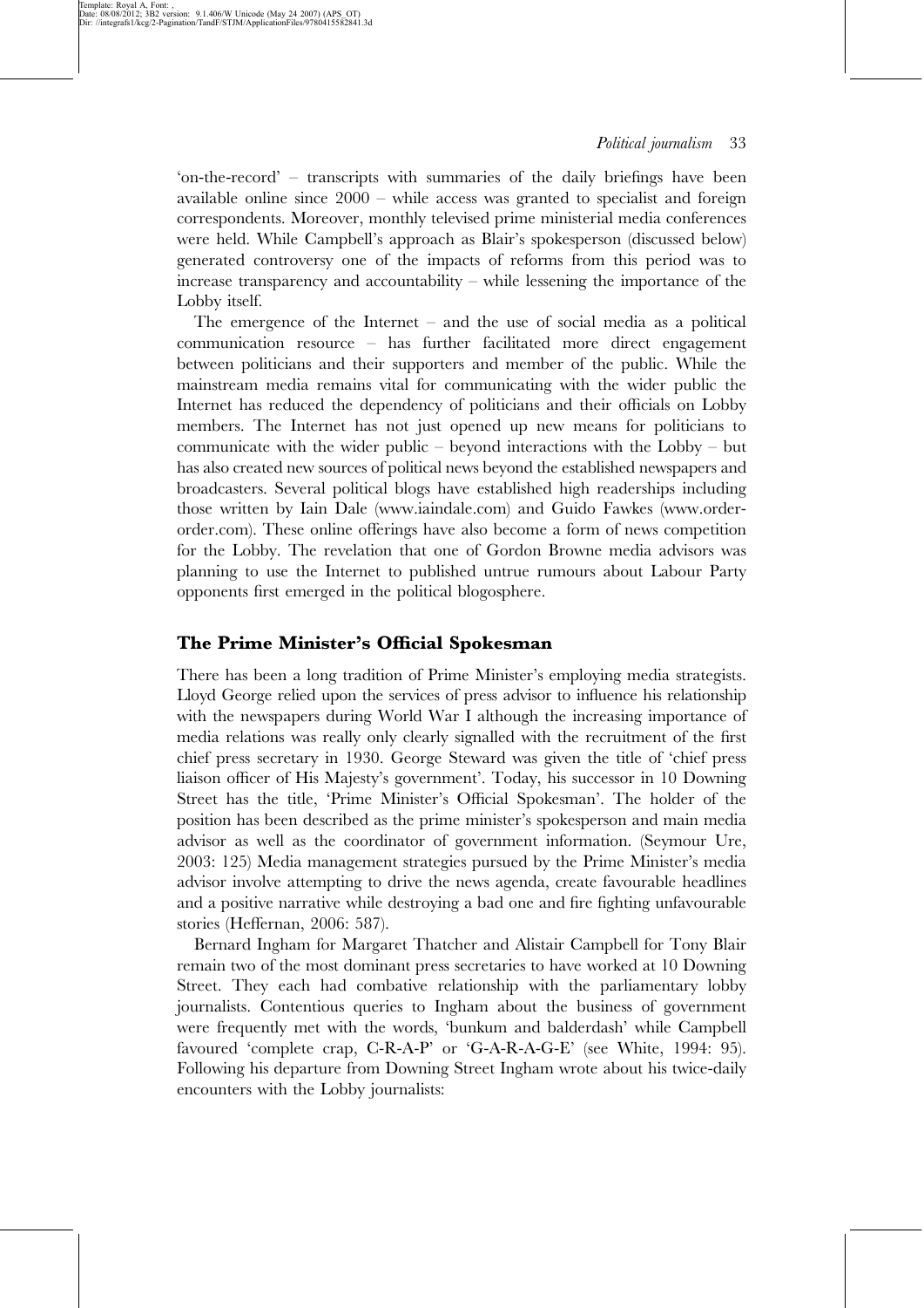'on-the-record' – transcripts with summaries of the daily briefings have been available online since 2000 – while access was granted to specialist and foreign correspondents. Moreover, monthly televised prime ministerial media conferences were held. While Campbell's approach as Blair's spokesperson (discussed below) generated controversy one of the impacts of reforms from this period was to increase transparency and accountability – while lessening the importance of the Lobby itself.

The emergence of the Internet – and the use of social media as a political communication resource – has further facilitated more direct engagement between politicians and their supporters and member of the public. While the mainstream media remains vital for communicating with the wider public the Internet has reduced the dependency of politicians and their officials on Lobby members. The Internet has not just opened up new means for politicians to communicate with the wider public – beyond interactions with the Lobby – but has also created new sources of political news beyond the established newspapers and broadcasters. Several political blogs have established high readerships including those written by Iain Dale (www.iaindale.com) and Guido Fawkes (www.order-order.com). These online offerings have also become a form of news competition for the Lobby. The revelation that one of Gordon Browne media advisors was planning to use the Internet to published untrue rumours about Labour Party opponents first emerged in the political blogosphere.

## The Prime Minister's Official Spokesman

There has been a long tradition of Prime Minister's employing media strategists. Lloyd George relied upon the services of press advisor to influence his relationship with the newspapers during World War I although the increasing importance of media relations was really only clearly signalled with the recruitment of the first chief press secretary in 1930. George Steward was given the title of 'chief press liaison officer of His Majesty's government'. Today, his successor in 10 Downing Street has the title, 'Prime Minister's Official Spokesman'. The holder of the position has been described as the prime minister's spokesperson and main media advisor as well as the coordinator of government information. (Seymour Ure, 2003: 125) Media management strategies pursued by the Prime Minister's media advisor involve attempting to drive the news agenda, create favourable headlines and a positive narrative while destroying a bad one and fire fighting unfavourable stories (Heffernan, 2006: 587).

Bernard Ingham for Margaret Thatcher and Alistair Campbell for Tony Blair remain two of the most dominant press secretaries to have worked at 10 Downing Street. They each had combative relationship with the parliamentary lobby journalists. Contentious queries to Ingham about the business of government were frequently met with the words, 'bunkum and balderdash' while Campbell favoured 'complete crap, C-R-A-P' or 'G-A-R-A-G-E' (see White, 1994: 95). Following his departure from Downing Street Ingham wrote about his twice-daily encounters with the Lobby journalists: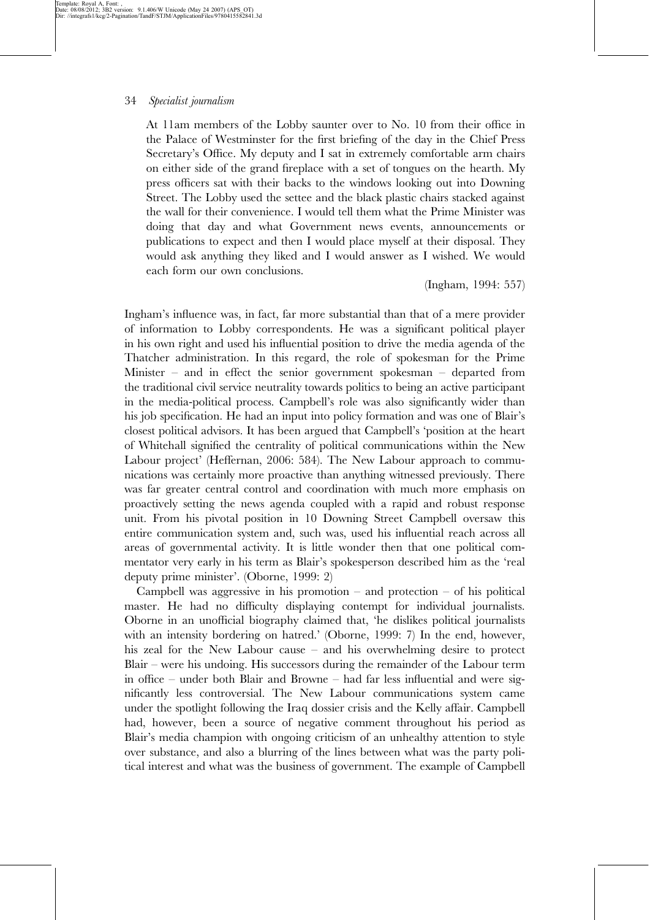> At 11am members of the Lobby saunter over to No. 10 from their office in the Palace of Westminster for the first briefing of the day in the Chief Press Secretary's Office. My deputy and I sat in extremely comfortable arm chairs on either side of the grand fireplace with a set of tongues on the hearth. My press officers sat with their backs to the windows looking out into Downing Street. The Lobby used the settee and the black plastic chairs stacked against the wall for their convenience. I would tell them what the Prime Minister was doing that day and what Government news events, announcements or publications to expect and then I would place myself at their disposal. They would ask anything they liked and I would answer as I wished. We would each form our own conclusions.
>
> (Ingham, 1994: 557)

Ingham's influence was, in fact, far more substantial than that of a mere provider of information to Lobby correspondents. He was a significant political player in his own right and used his influential position to drive the media agenda of the Thatcher administration. In this regard, the role of spokesman for the Prime Minister – and in effect the senior government spokesman – departed from the traditional civil service neutrality towards politics to being an active participant in the media-political process. Campbell's role was also significantly wider than his job specification. He had an input into policy formation and was one of Blair's closest political advisors. It has been argued that Campbell's 'position at the heart of Whitehall signified the centrality of political communications within the New Labour project' (Heffernan, 2006: 584). The New Labour approach to communications was certainly more proactive than anything witnessed previously. There was far greater central control and coordination with much more emphasis on proactively setting the news agenda coupled with a rapid and robust response unit. From his pivotal position in 10 Downing Street Campbell oversaw this entire communication system and, such was, used his influential reach across all areas of governmental activity. It is little wonder then that one political commentator very early in his term as Blair's spokesperson described him as the 'real deputy prime minister'. (Oborne, 1999: 2)

Campbell was aggressive in his promotion – and protection – of his political master. He had no difficulty displaying contempt for individual journalists. Oborne in an unofficial biography claimed that, 'he dislikes political journalists with an intensity bordering on hatred.' (Oborne, 1999: 7) In the end, however, his zeal for the New Labour cause – and his overwhelming desire to protect Blair – were his undoing. His successors during the remainder of the Labour term in office – under both Blair and Browne – had far less influential and were significantly less controversial. The New Labour communications system came under the spotlight following the Iraq dossier crisis and the Kelly affair. Campbell had, however, been a source of negative comment throughout his period as Blair's media champion with ongoing criticism of an unhealthy attention to style over substance, and also a blurring of the lines between what was the party political interest and what was the business of government. The example of Campbell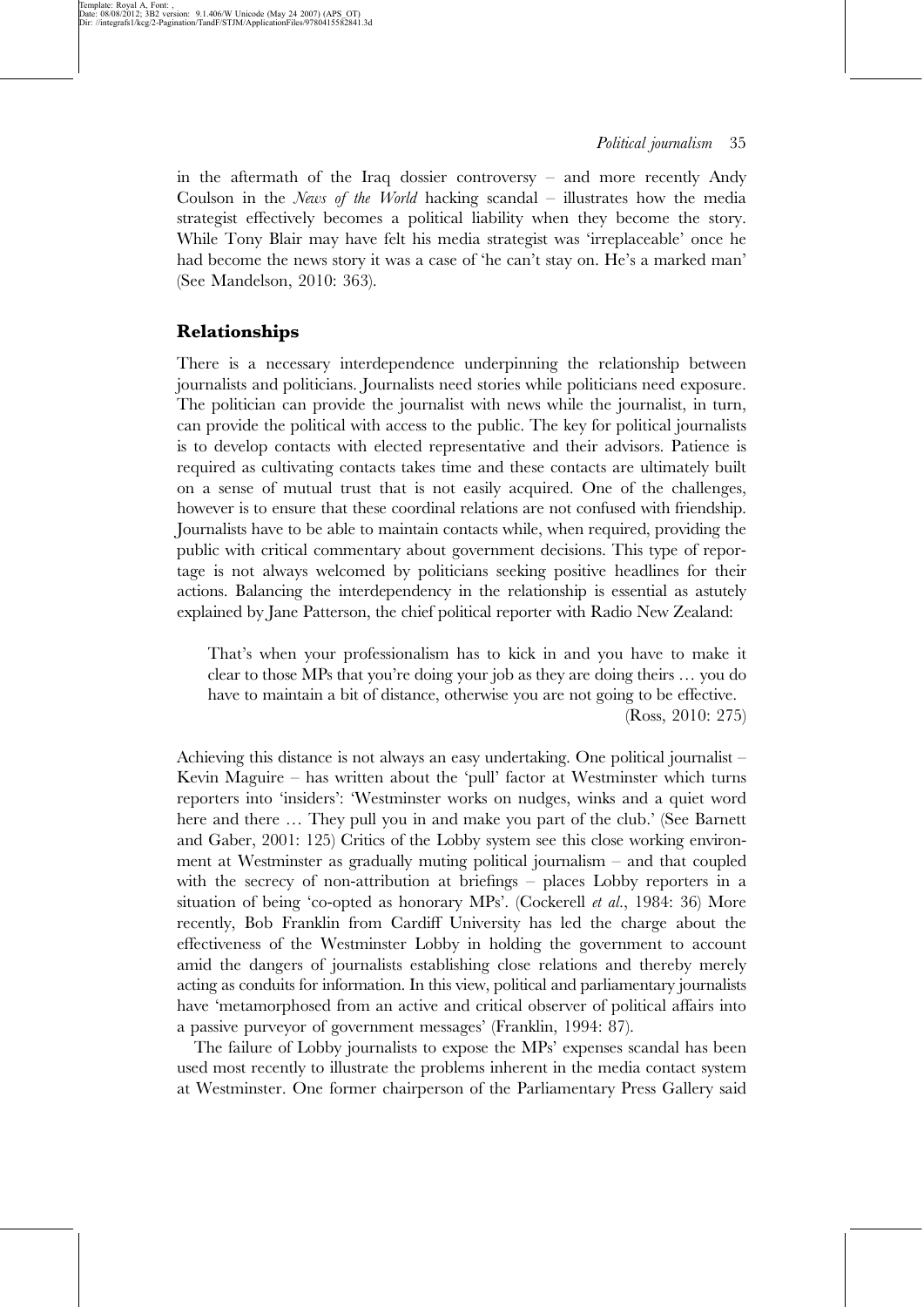in the aftermath of the Iraq dossier controversy – and more recently Andy Coulson in the *News of the World* hacking scandal – illustrates how the media strategist effectively becomes a political liability when they become the story. While Tony Blair may have felt his media strategist was 'irreplaceable' once he had become the news story it was a case of 'he can't stay on. He's a marked man' (See Mandelson, 2010: 363).

## Relationships

There is a necessary interdependence underpinning the relationship between journalists and politicians. Journalists need stories while politicians need exposure. The politician can provide the journalist with news while the journalist, in turn, can provide the political with access to the public. The key for political journalists is to develop contacts with elected representative and their advisors. Patience is required as cultivating contacts takes time and these contacts are ultimately built on a sense of mutual trust that is not easily acquired. One of the challenges, however is to ensure that these coordinal relations are not confused with friendship. Journalists have to be able to maintain contacts while, when required, providing the public with critical commentary about government decisions. This type of reportage is not always welcomed by politicians seeking positive headlines for their actions. Balancing the interdependency in the relationship is essential as astutely explained by Jane Patterson, the chief political reporter with Radio New Zealand:

> That's when your professionalism has to kick in and you have to make it clear to those MPs that you're doing your job as they are doing theirs … you do have to maintain a bit of distance, otherwise you are not going to be effective.
>
> (Ross, 2010: 275)

Achieving this distance is not always an easy undertaking. One political journalist – Kevin Maguire – has written about the 'pull' factor at Westminster which turns reporters into 'insiders': 'Westminster works on nudges, winks and a quiet word here and there … They pull you in and make you part of the club.' (See Barnett and Gaber, 2001: 125) Critics of the Lobby system see this close working environment at Westminster as gradually muting political journalism – and that coupled with the secrecy of non-attribution at briefings – places Lobby reporters in a situation of being 'co-opted as honorary MPs'. (Cockerell *et al*., 1984: 36) More recently, Bob Franklin from Cardiff University has led the charge about the effectiveness of the Westminster Lobby in holding the government to account amid the dangers of journalists establishing close relations and thereby merely acting as conduits for information. In this view, political and parliamentary journalists have 'metamorphosed from an active and critical observer of political affairs into a passive purveyor of government messages' (Franklin, 1994: 87).

The failure of Lobby journalists to expose the MPs' expenses scandal has been used most recently to illustrate the problems inherent in the media contact system at Westminster. One former chairperson of the Parliamentary Press Gallery said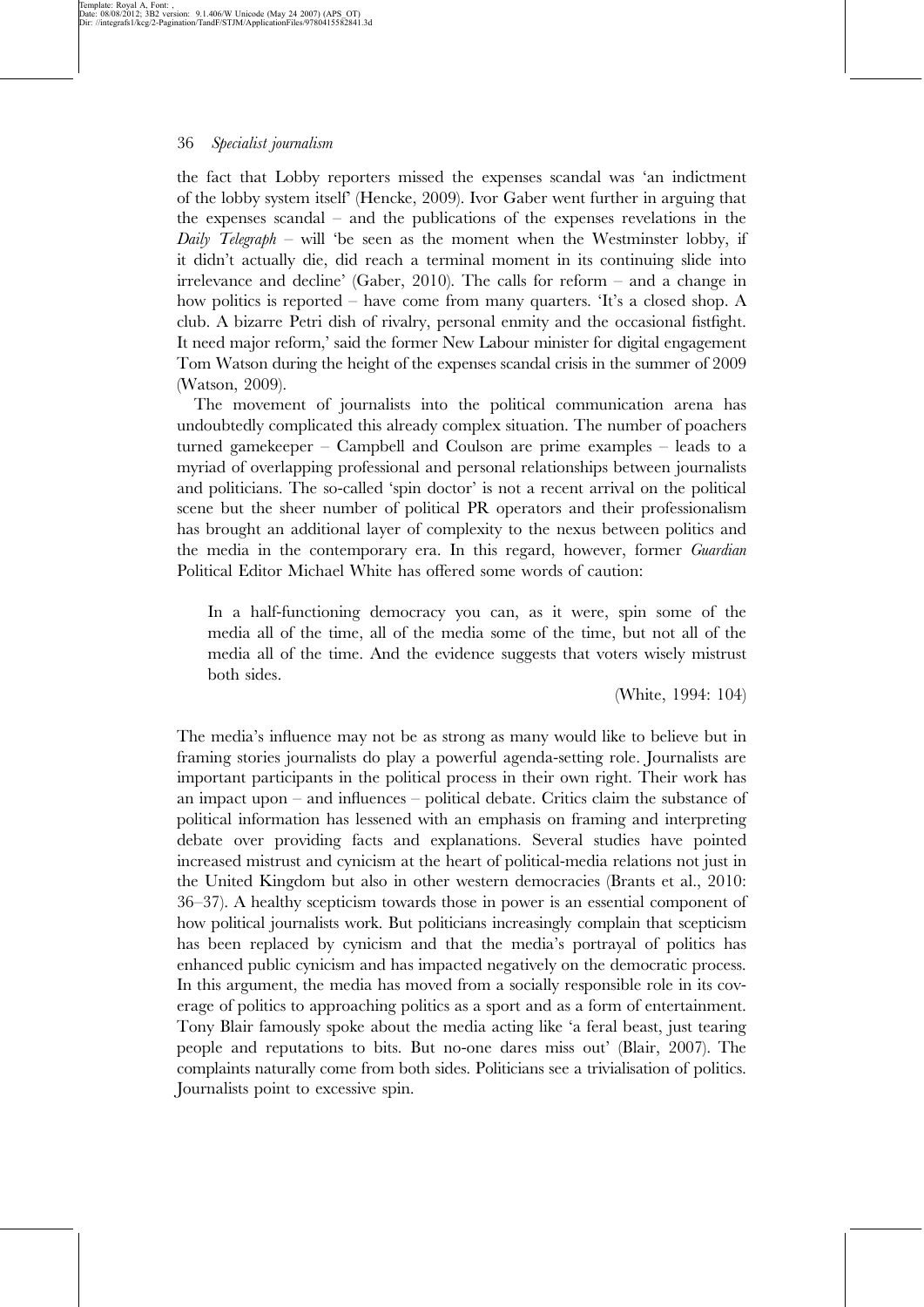the fact that Lobby reporters missed the expenses scandal was 'an indictment of the lobby system itself' (Hencke, 2009). Ivor Gaber went further in arguing that the expenses scandal – and the publications of the expenses revelations in the *Daily Telegraph* – will 'be seen as the moment when the Westminster lobby, if it didn't actually die, did reach a terminal moment in its continuing slide into irrelevance and decline' (Gaber, 2010). The calls for reform – and a change in how politics is reported – have come from many quarters. 'It's a closed shop. A club. A bizarre Petri dish of rivalry, personal enmity and the occasional fistfight. It need major reform,' said the former New Labour minister for digital engagement Tom Watson during the height of the expenses scandal crisis in the summer of 2009 (Watson, 2009).

The movement of journalists into the political communication arena has undoubtedly complicated this already complex situation. The number of poachers turned gamekeeper – Campbell and Coulson are prime examples – leads to a myriad of overlapping professional and personal relationships between journalists and politicians. The so-called 'spin doctor' is not a recent arrival on the political scene but the sheer number of political PR operators and their professionalism has brought an additional layer of complexity to the nexus between politics and the media in the contemporary era. In this regard, however, former *Guardian* Political Editor Michael White has offered some words of caution:

> In a half-functioning democracy you can, as it were, spin some of the media all of the time, all of the media some of the time, but not all of the media all of the time. And the evidence suggests that voters wisely mistrust both sides.
>
> (White, 1994: 104)

The media's influence may not be as strong as many would like to believe but in framing stories journalists do play a powerful agenda-setting role. Journalists are important participants in the political process in their own right. Their work has an impact upon – and influences – political debate. Critics claim the substance of political information has lessened with an emphasis on framing and interpreting debate over providing facts and explanations. Several studies have pointed increased mistrust and cynicism at the heart of political-media relations not just in the United Kingdom but also in other western democracies (Brants et al., 2010: 36–37). A healthy scepticism towards those in power is an essential component of how political journalists work. But politicians increasingly complain that scepticism has been replaced by cynicism and that the media's portrayal of politics has enhanced public cynicism and has impacted negatively on the democratic process. In this argument, the media has moved from a socially responsible role in its coverage of politics to approaching politics as a sport and as a form of entertainment. Tony Blair famously spoke about the media acting like 'a feral beast, just tearing people and reputations to bits. But no-one dares miss out' (Blair, 2007). The complaints naturally come from both sides. Politicians see a trivialisation of politics. Journalists point to excessive spin.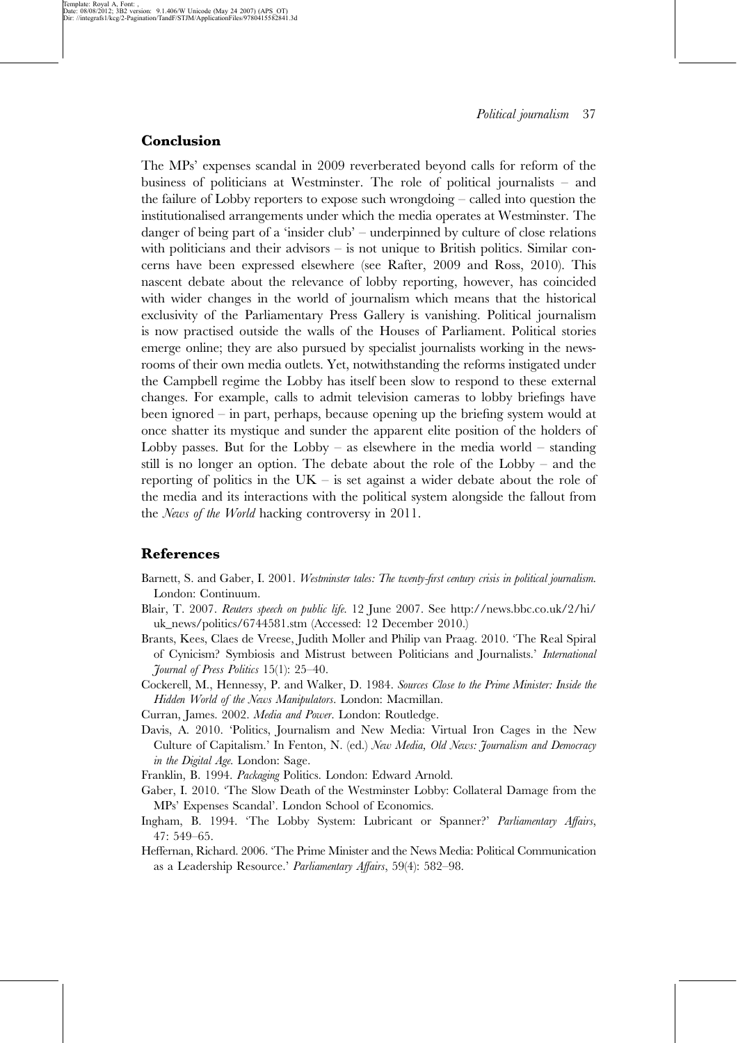## Conclusion

The MPs' expenses scandal in 2009 reverberated beyond calls for reform of the business of politicians at Westminster. The role of political journalists – and the failure of Lobby reporters to expose such wrongdoing – called into question the institutionalised arrangements under which the media operates at Westminster. The danger of being part of a 'insider club' – underpinned by culture of close relations with politicians and their advisors – is not unique to British politics. Similar concerns have been expressed elsewhere (see Rafter, 2009 and Ross, 2010). This nascent debate about the relevance of lobby reporting, however, has coincided with wider changes in the world of journalism which means that the historical exclusivity of the Parliamentary Press Gallery is vanishing. Political journalism is now practised outside the walls of the Houses of Parliament. Political stories emerge online; they are also pursued by specialist journalists working in the newsrooms of their own media outlets. Yet, notwithstanding the reforms instigated under the Campbell regime the Lobby has itself been slow to respond to these external changes. For example, calls to admit television cameras to lobby briefings have been ignored – in part, perhaps, because opening up the briefing system would at once shatter its mystique and sunder the apparent elite position of the holders of Lobby passes. But for the Lobby – as elsewhere in the media world – standing still is no longer an option. The debate about the role of the Lobby – and the reporting of politics in the UK – is set against a wider debate about the role of the media and its interactions with the political system alongside the fallout from the *News of the World* hacking controversy in 2011.

## References

Barnett, S. and Gaber, I. 2001. *Westminster tales: The twenty-first century crisis in political journalism.* London: Continuum.

Blair, T. 2007. *Reuters speech on public life.* 12 June 2007. See http://news.bbc.co.uk/2/hi/uk_news/politics/6744581.stm (Accessed: 12 December 2010.)

Brants, Kees, Claes de Vreese, Judith Moller and Philip van Praag. 2010. 'The Real Spiral of Cynicism? Symbiosis and Mistrust between Politicians and Journalists.' *International Journal of Press Politics* 15(1): 25–40.

Cockerell, M., Hennessy, P. and Walker, D. 1984. *Sources Close to the Prime Minister: Inside the Hidden World of the News Manipulators*. London: Macmillan.

Curran, James. 2002. *Media and Power*. London: Routledge.

Davis, A. 2010. 'Politics, Journalism and New Media: Virtual Iron Cages in the New Culture of Capitalism.' In Fenton, N. (ed.) *New Media, Old News: Journalism and Democracy in the Digital Age*. London: Sage.

Franklin, B. 1994. *Packaging* Politics. London: Edward Arnold.

Gaber, I. 2010. 'The Slow Death of the Westminster Lobby: Collateral Damage from the MPs' Expenses Scandal'. London School of Economics.

Ingham, B. 1994. 'The Lobby System: Lubricant or Spanner?' *Parliamentary Affairs*, 47: 549–65.

Heffernan, Richard. 2006. 'The Prime Minister and the News Media: Political Communication as a Leadership Resource.' *Parliamentary Affairs*, 59(4): 582–98.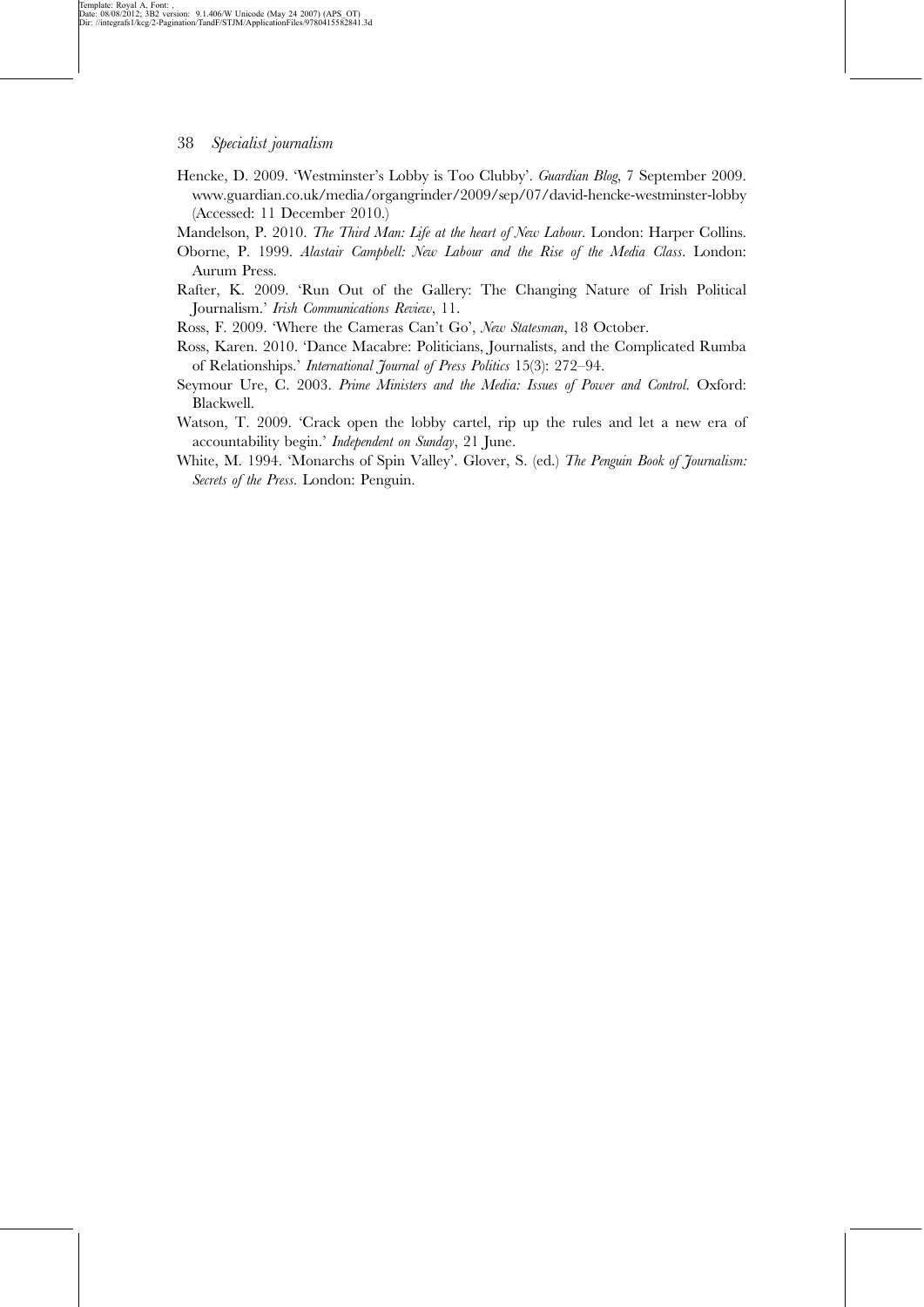Hencke, D. 2009. 'Westminster's Lobby is Too Clubby'. *Guardian Blog*, 7 September 2009. www.guardian.co.uk/media/organgrinder/2009/sep/07/david-hencke-westminster-lobby (Accessed: 11 December 2010.)

Mandelson, P. 2010. *The Third Man: Life at the heart of New Labour*. London: Harper Collins.

Oborne, P. 1999. *Alastair Campbell: New Labour and the Rise of the Media Class*. London: Aurum Press.

Rafter, K. 2009. 'Run Out of the Gallery: The Changing Nature of Irish Political Journalism.' *Irish Communications Review*, 11.

Ross, F. 2009. 'Where the Cameras Can't Go', *New Statesman*, 18 October.

Ross, Karen. 2010. 'Dance Macabre: Politicians, Journalists, and the Complicated Rumba of Relationships.' *International Journal of Press Politics* 15(3): 272–94.

Seymour Ure, C. 2003. *Prime Ministers and the Media: Issues of Power and Control*. Oxford: Blackwell.

Watson, T. 2009. 'Crack open the lobby cartel, rip up the rules and let a new era of accountability begin.' *Independent on Sunday*, 21 June.

White, M. 1994. 'Monarchs of Spin Valley'. Glover, S. (ed.) *The Penguin Book of Journalism: Secrets of the Press*. London: Penguin.